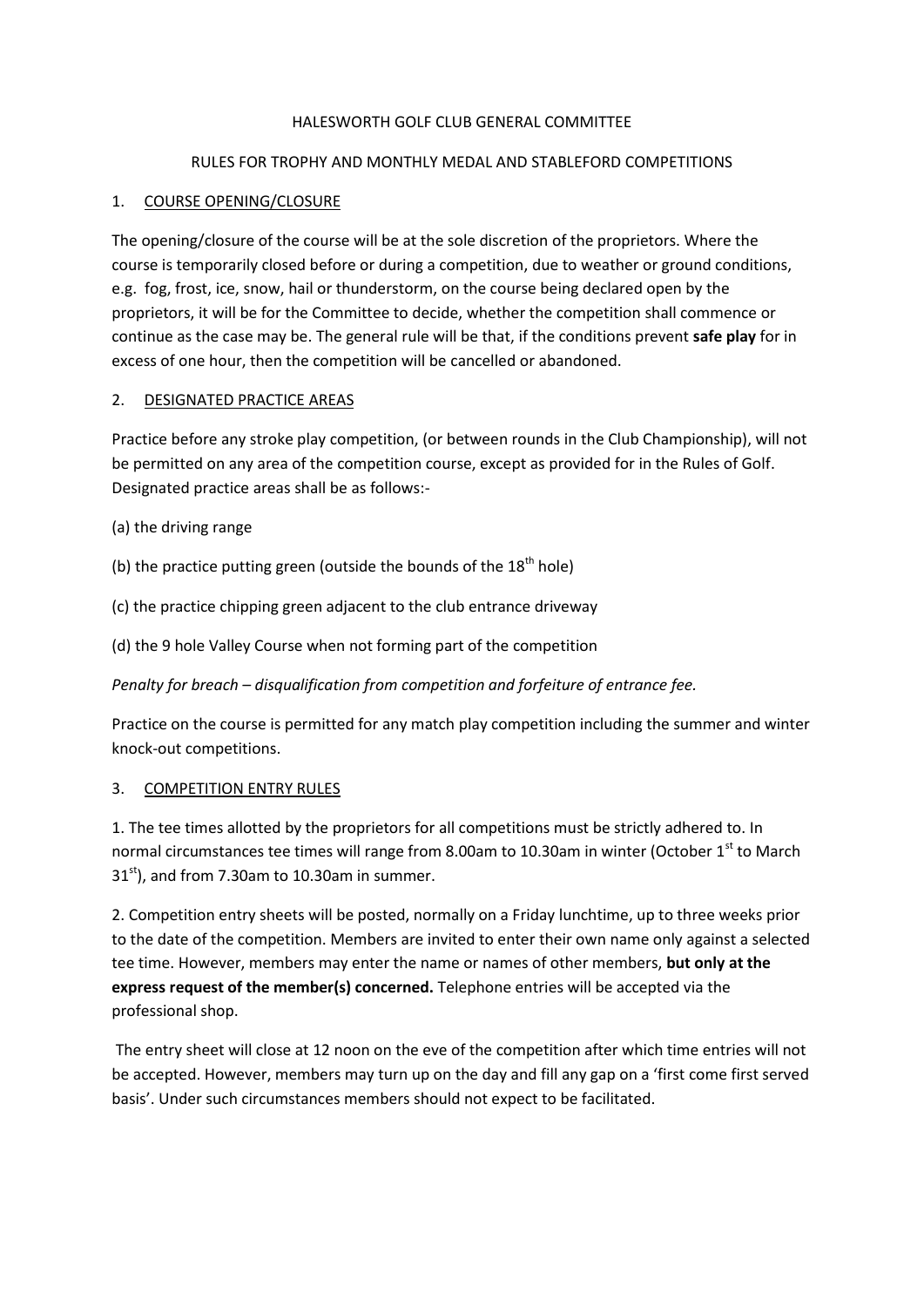# HALESWORTH GOLF CLUB GENERAL COMMITTEE

## RULES FOR TROPHY AND MONTHLY MEDAL AND STABLEFORD COMPETITIONS

### 1. COURSE OPENING/CLOSURE

The opening/closure of the course will be at the sole discretion of the proprietors. Where the course is temporarily closed before or during a competition, due to weather or ground conditions, e.g. fog, frost, ice, snow, hail or thunderstorm, on the course being declared open by the proprietors, it will be for the Committee to decide, whether the competition shall commence or continue as the case may be. The general rule will be that, if the conditions prevent **safe play** for in excess of one hour, then the competition will be cancelled or abandoned.

### 2. DESIGNATED PRACTICE AREAS

Practice before any stroke play competition, (or between rounds in the Club Championship), will not be permitted on any area of the competition course, except as provided for in the Rules of Golf. Designated practice areas shall be as follows:-

(a) the driving range

(b) the practice putting green (outside the bounds of the 18th hole)

(c) the practice chipping green adjacent to the club entrance driveway

(d) the 9 hole Valley Course when not forming part of the competition

*Penalty for breach – disqualification from competition and forfeiture of entrance fee.*

Practice on the course is permitted for any match play competition including the summer and winter knock-out competitions.

### 3. COMPETITION ENTRY RULES

1. The tee times allotted by the proprietors for all competitions must be strictly adhered to. In normal circumstances tee times will range from 8.00am to 10.30am in winter (October 1st to March 31st), and from 7.30am to 10.30am in summer.

2. Competition entry sheets will be posted, normally on a Friday lunchtime, up to three weeks prior to the date of the competition. Members are invited to enter their own name only against a selected tee time. However, members may enter the name or names of other members, **but only at the express request of the member(s) concerned.** Telephone entries will be accepted via the professional shop.

The entry sheet will close at 12 noon on the eve of the competition after which time entries will not be accepted. However, members may turn up on the day and fill any gap on a 'first come first served basis'. Under such circumstances members should not expect to be facilitated.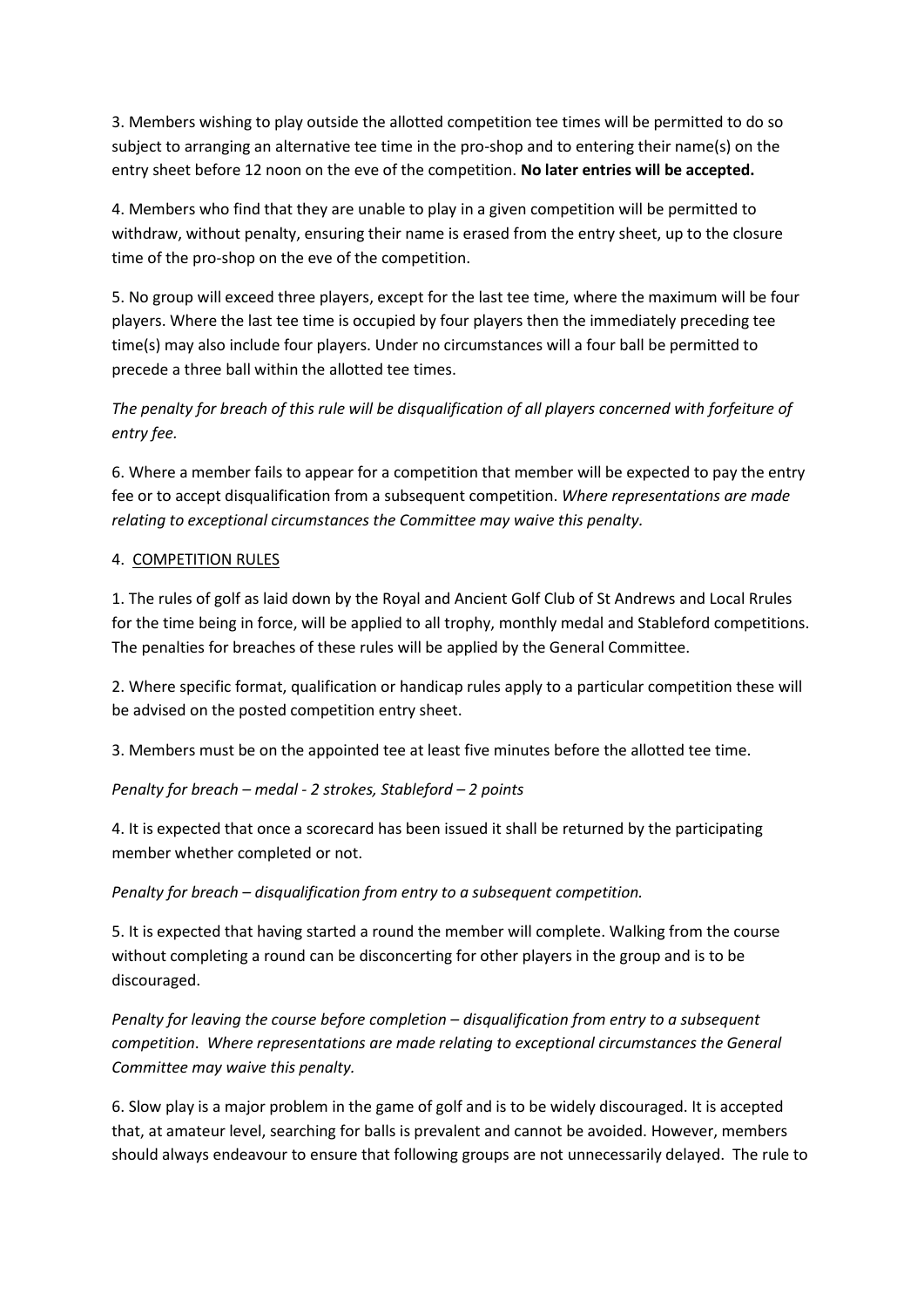3. Members wishing to play outside the allotted competition tee times will be permitted to do so subject to arranging an alternative tee time in the pro-shop and to entering their name(s) on the entry sheet before 12 noon on the eve of the competition. **No later entries will be accepted.**

4. Members who find that they are unable to play in a given competition will be permitted to withdraw, without penalty, ensuring their name is erased from the entry sheet, up to the closure time of the pro-shop on the eve of the competition.

5. No group will exceed three players, except for the last tee time, where the maximum will be four players. Where the last tee time is occupied by four players then the immediately preceding tee time(s) may also include four players. Under no circumstances will a four ball be permitted to precede a three ball within the allotted tee times.

*The penalty for breach of this rule will be disqualification of all players concerned with forfeiture of entry fee.*

6. Where a member fails to appear for a competition that member will be expected to pay the entry fee or to accept disqualification from a subsequent competition. *Where representations are made relating to exceptional circumstances the Committee may waive this penalty.*

## 4. COMPETITION RULES

1. The rules of golf as laid down by the Royal and Ancient Golf Club of St Andrews and Local Rrules for the time being in force, will be applied to all trophy, monthly medal and Stableford competitions. The penalties for breaches of these rules will be applied by the General Committee.

2. Where specific format, qualification or handicap rules apply to a particular competition these will be advised on the posted competition entry sheet.

3. Members must be on the appointed tee at least five minutes before the allotted tee time.

*Penalty for breach – medal - 2 strokes, Stableford – 2 points*

4. It is expected that once a scorecard has been issued it shall be returned by the participating member whether completed or not.

*Penalty for breach – disqualification from entry to a subsequent competition.*

5. It is expected that having started a round the member will complete. Walking from the course without completing a round can be disconcerting for other players in the group and is to be discouraged.

*Penalty for leaving the course before completion – disqualification from entry to a subsequent competition. Where representations are made relating to exceptional circumstances the General Committee may waive this penalty.*

6. Slow play is a major problem in the game of golf and is to be widely discouraged. It is accepted that, at amateur level, searching for balls is prevalent and cannot be avoided. However, members should always endeavour to ensure that following groups are not unnecessarily delayed. The rule to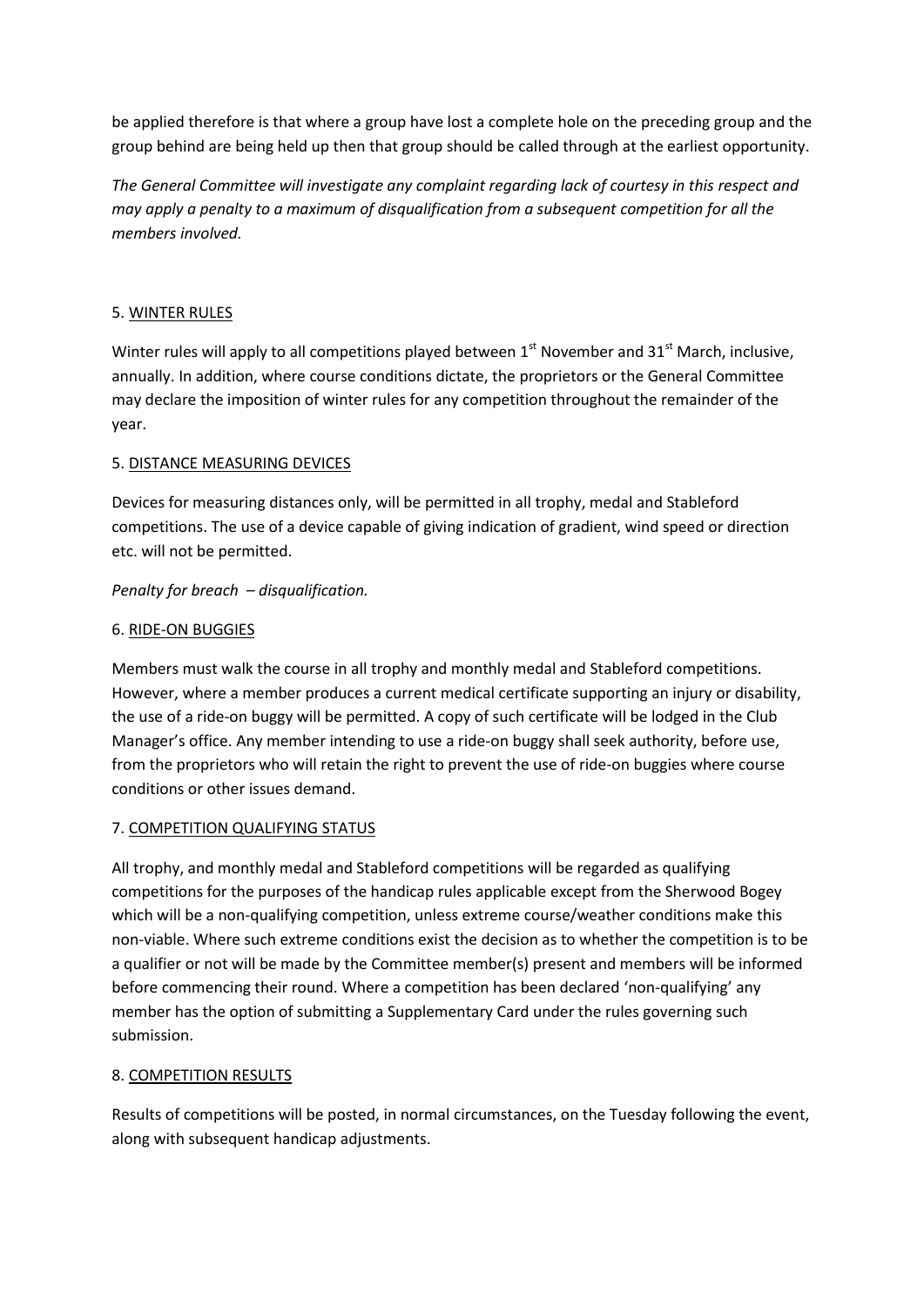be applied therefore is that where a group have lost a complete hole on the preceding group and the group behind are being held up then that group should be called through at the earliest opportunity.

*The General Committee will investigate any complaint regarding lack of courtesy in this respect and may apply a penalty to a maximum of disqualification from a subsequent competition for all the members involved.*

## 5. WINTER RULES

Winter rules will apply to all competitions played between 1st November and 31st March, inclusive, annually. In addition, where course conditions dictate, the proprietors or the General Committee may declare the imposition of winter rules for any competition throughout the remainder of the year.

## 5. DISTANCE MEASURING DEVICES

Devices for measuring distances only, will be permitted in all trophy, medal and Stableford competitions. The use of a device capable of giving indication of gradient, wind speed or direction etc. will not be permitted.

*Penalty for breach – disqualification.*

## 6. RIDE-ON BUGGIES

Members must walk the course in all trophy and monthly medal and Stableford competitions. However, where a member produces a current medical certificate supporting an injury or disability, the use of a ride-on buggy will be permitted. A copy of such certificate will be lodged in the Club Manager's office. Any member intending to use a ride-on buggy shall seek authority, before use, from the proprietors who will retain the right to prevent the use of ride-on buggies where course conditions or other issues demand.

## 7. COMPETITION QUALIFYING STATUS

All trophy, and monthly medal and Stableford competitions will be regarded as qualifying competitions for the purposes of the handicap rules applicable except from the Sherwood Bogey which will be a non-qualifying competition, unless extreme course/weather conditions make this non-viable. Where such extreme conditions exist the decision as to whether the competition is to be a qualifier or not will be made by the Committee member(s) present and members will be informed before commencing their round. Where a competition has been declared 'non-qualifying' any member has the option of submitting a Supplementary Card under the rules governing such submission.

## 8. COMPETITION RESULTS

Results of competitions will be posted, in normal circumstances, on the Tuesday following the event, along with subsequent handicap adjustments.